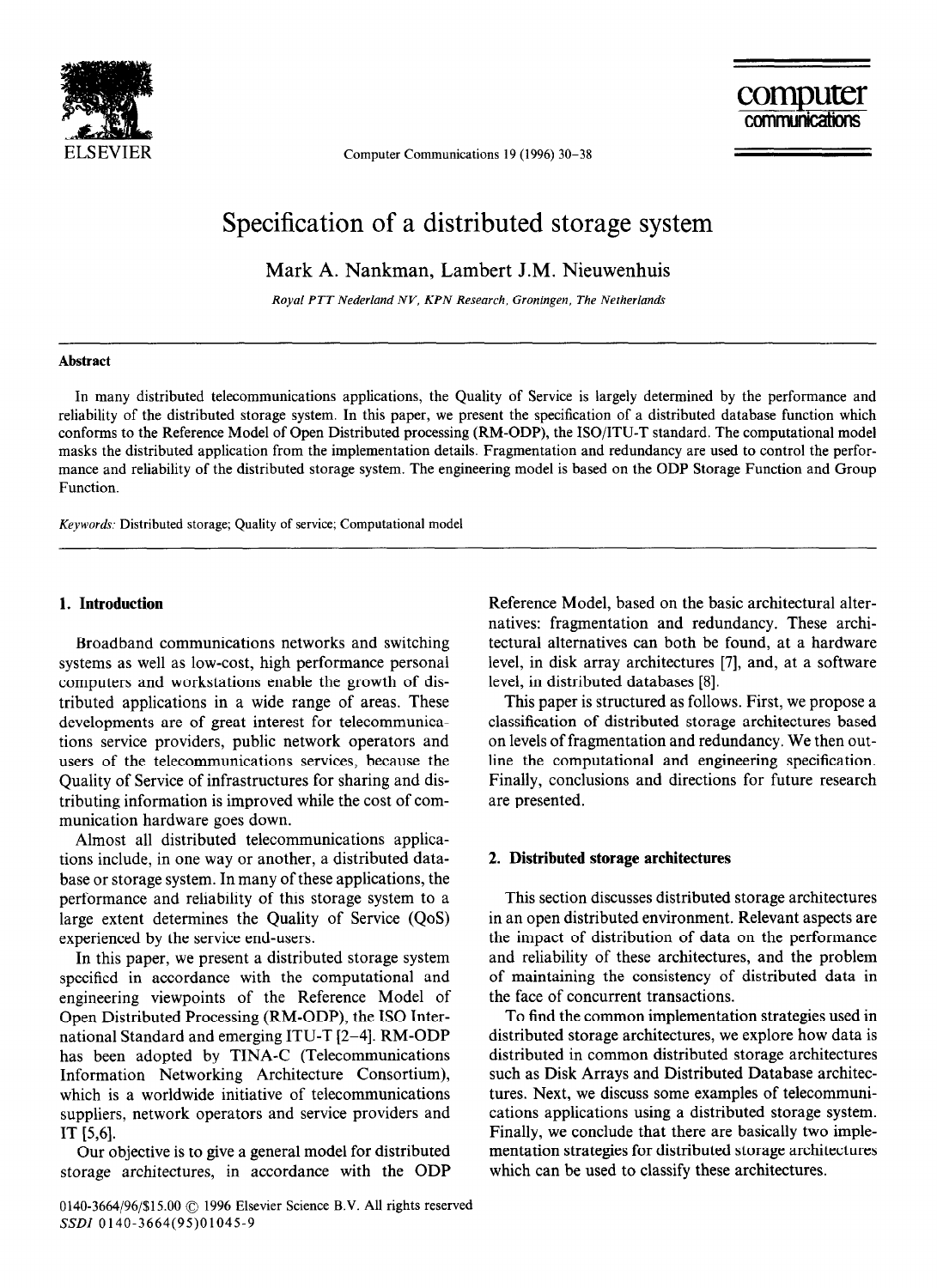# Specification of a distributed storage system

Mark A. Nankman, Lambert J.M. Nieuwenhuis

*Royal PTT Nederland NV, KPN Research, Groningen, The Netherlands*

## Abstract

In many distributed telecommunications applications, the Quality of Service is largely determined by the performance and reliability of the distributed storage system. In this paper, we present the specification of a distributed database function which conforms to the Reference Model of Open Distributed processing (RM-ODP), the ISO/ITU-T standard. The computational model masks the distributed application from the implementation details. Fragmentation and redundancy are used to control the performance and reliability of the distributed storage system. The engineering model is based on the ODP Storage Function and Group Function.

*Keywords:* Distributed storage; Quality of service; Computational model

## 1. Introduction

Broadband communications networks and switching systems as well as low-cost, high performance personal computers and workstations enable the growth of distributed applications in a wide range of areas. These developments are of great interest for telecommunications service providers, public network operators and users of the telecommunications services, because the Quality of Service of infrastructures for sharing and distributing information is improved while the cost of communication hardware goes down.

Almost all distributed telecommunications applications include, in one way or another, a distributed database or storage system. In many of these applications, the performance and reliability of this storage system to a large extent determines the Quality of Service (QoS) experienced by the service end-users.

In this paper, we present a distributed storage system specified in accordance with the computational and engineering viewpoints of the Reference Model of Open Distributed Processing (RM-ODP), the ISO International Standard and emerging ITU-T [2–4]. RM-ODP has been adopted by TINA-C (Telecommunications Information Networking Architecture Consortium), which is a worldwide initiative of telecommunications suppliers, network operators and service providers and IT [5,6].

Our objective is to give a general model for distributed storage architectures, in accordance with the ODP Reference Model, based on the basic architectural alternatives: fragmentation and redundancy. These architectural alternatives can both be found, at a hardware level, in disk array architectures [7], and, at a software level, in distributed databases [8].

This paper is structured as follows. First, we propose a classification of distributed storage architectures based on levels of fragmentation and redundancy. We then outline the computational and engineering specification. Finally, conclusions and directions for future research are presented.

## 2. Distributed storage architectures

This section discusses distributed storage architectures in an open distributed environment. Relevant aspects are the impact of distribution of data on the performance and reliability of these architectures, and the problem of maintaining the consistency of distributed data in the face of concurrent transactions.

To find the common implementation strategies used in distributed storage architectures, we explore how data is distributed in common distributed storage architectures such as Disk Arrays and Distributed Database architectures. Next, we discuss some examples of telecommunications applications using a distributed storage system. Finally, we conclude that there are basically two implementation strategies for distributed storage architectures which can be used to classify these architectures.

0140-3664/96/$15.00 © 1996 Elsevier Science B.V. All rights reserved
*SSDI* 0140-3664(95)01045-9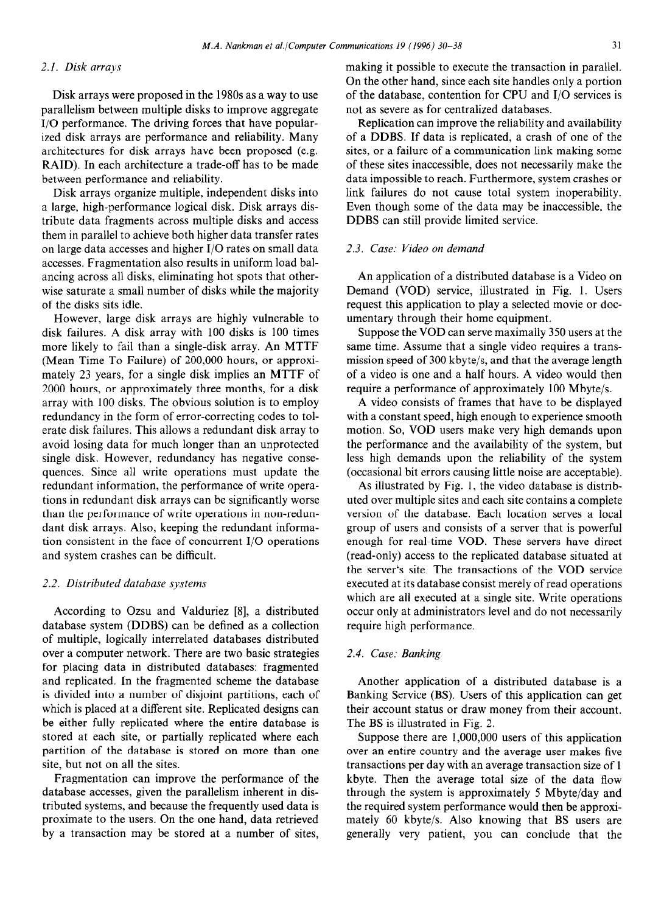### 2.1. Disk arrays

Disk arrays were proposed in the 1980s as a way to use parallelism between multiple disks to improve aggregate I/O performance. The driving forces that have popularized disk arrays are performance and reliability. Many architectures for disk arrays have been proposed (e.g. RAID). In each architecture a trade-off has to be made between performance and reliability.

Disk arrays organize multiple, independent disks into a large, high-performance logical disk. Disk arrays distribute data fragments across multiple disks and access them in parallel to achieve both higher data transfer rates on large data accesses and higher I/O rates on small data accesses. Fragmentation also results in uniform load balancing across all disks, eliminating hot spots that otherwise saturate a small number of disks while the majority of the disks sits idle.

However, large disk arrays are highly vulnerable to disk failures. A disk array with 100 disks is 100 times more likely to fail than a single-disk array. An MTTF (Mean Time To Failure) of 200,000 hours, or approximately 23 years, for a single disk implies an MTTF of 2000 hours, or approximately three months, for a disk array with 100 disks. The obvious solution is to employ redundancy in the form of error-correcting codes to tolerate disk failures. This allows a redundant disk array to avoid losing data for much longer than an unprotected single disk. However, redundancy has negative consequences. Since all write operations must update the redundant information, the performance of write operations in redundant disk arrays can be significantly worse than the performance of write operations in non-redundant disk arrays. Also, keeping the redundant information consistent in the face of concurrent I/O operations and system crashes can be difficult.

### 2.2. Distributed database systems

According to Ozsu and Valduriez [8], a distributed database system (DDBS) can be defined as a collection of multiple, logically interrelated databases distributed over a computer network. There are two basic strategies for placing data in distributed databases: fragmented and replicated. In the fragmented scheme the database is divided into a number of disjoint partitions, each of which is placed at a different site. Replicated designs can be either fully replicated where the entire database is stored at each site, or partially replicated where each partition of the database is stored on more than one site, but not on all the sites.

Fragmentation can improve the performance of the database accesses, given the parallelism inherent in distributed systems, and because the frequently used data is proximate to the users. On the one hand, data retrieved by a transaction may be stored at a number of sites, making it possible to execute the transaction in parallel. On the other hand, since each site handles only a portion of the database, contention for CPU and I/O services is not as severe as for centralized databases.

Replication can improve the reliability and availability of a DDBS. If data is replicated, a crash of one of the sites, or a failure of a communication link making some of these sites inaccessible, does not necessarily make the data impossible to reach. Furthermore, system crashes or link failures do not cause total system inoperability. Even though some of the data may be inaccessible, the DDBS can still provide limited service.

### 2.3. Case: Video on demand

An application of a distributed database is a Video on Demand (VOD) service, illustrated in Fig. 1. Users request this application to play a selected movie or documentary through their home equipment.

Suppose the VOD can serve maximally 350 users at the same time. Assume that a single video requires a transmission speed of 300 kbyte/s, and that the average length of a video is one and a half hours. A video would then require a performance of approximately 100 Mbyte/s.

A video consists of frames that have to be displayed with a constant speed, high enough to experience smooth motion. So, VOD users make very high demands upon the performance and the availability of the system, but less high demands upon the reliability of the system (occasional bit errors causing little noise are acceptable).

As illustrated by Fig. 1, the video database is distributed over multiple sites and each site contains a complete version of the database. Each location serves a local group of users and consists of a server that is powerful enough for real-time VOD. These servers have direct (read-only) access to the replicated database situated at the server's site. The transactions of the VOD service executed at its database consist merely of read operations which are all executed at a single site. Write operations occur only at administrators level and do not necessarily require high performance.

### 2.4. Case: Banking

Another application of a distributed database is a Banking Service (BS). Users of this application can get their account status or draw money from their account. The BS is illustrated in Fig. 2.

Suppose there are 1,000,000 users of this application over an entire country and the average user makes five transactions per day with an average transaction size of 1 kbyte. Then the average total size of the data flow through the system is approximately 5 Mbyte/day and the required system performance would then be approximately 60 kbyte/s. Also knowing that BS users are generally very patient, you can conclude that the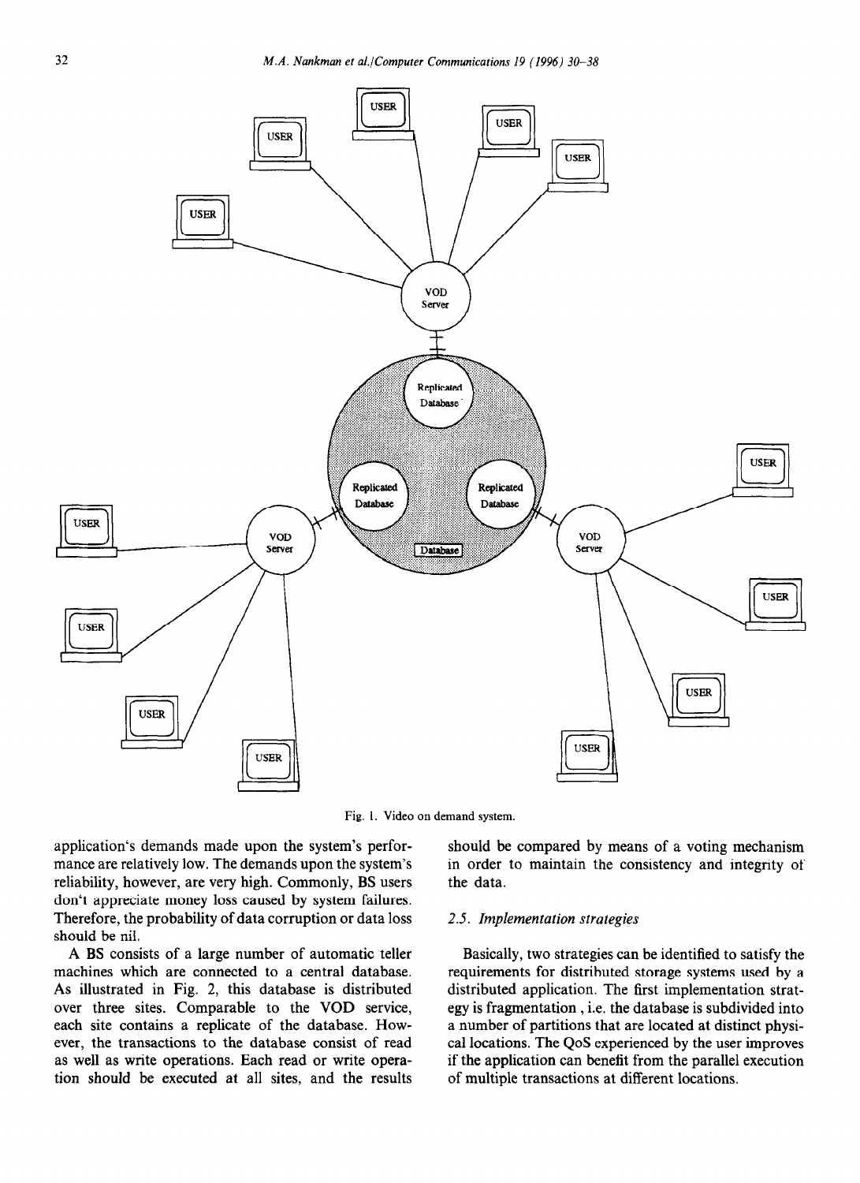Fig. 1. Video on demand system.

application's demands made upon the system's performance are relatively low. The demands upon the system's reliability, however, are very high. Commonly, BS users don't appreciate money loss caused by system failures. Therefore, the probability of data corruption or data loss should be nil.

A BS consists of a large number of automatic teller machines which are connected to a central database. As illustrated in Fig. 2, this database is distributed over three sites. Comparable to the VOD service, each site contains a replicate of the database. However, the transactions to the database consist of read as well as write operations. Each read or write operation should be executed at all sites, and the results should be compared by means of a voting mechanism in order to maintain the consistency and integrity of the data.

### 2.5. Implementation strategies

Basically, two strategies can be identified to satisfy the requirements for distributed storage systems used by a distributed application. The first implementation strategy is fragmentation, i.e. the database is subdivided into a number of partitions that are located at distinct physical locations. The QoS experienced by the user improves if the application can benefit from the parallel execution of multiple transactions at different locations.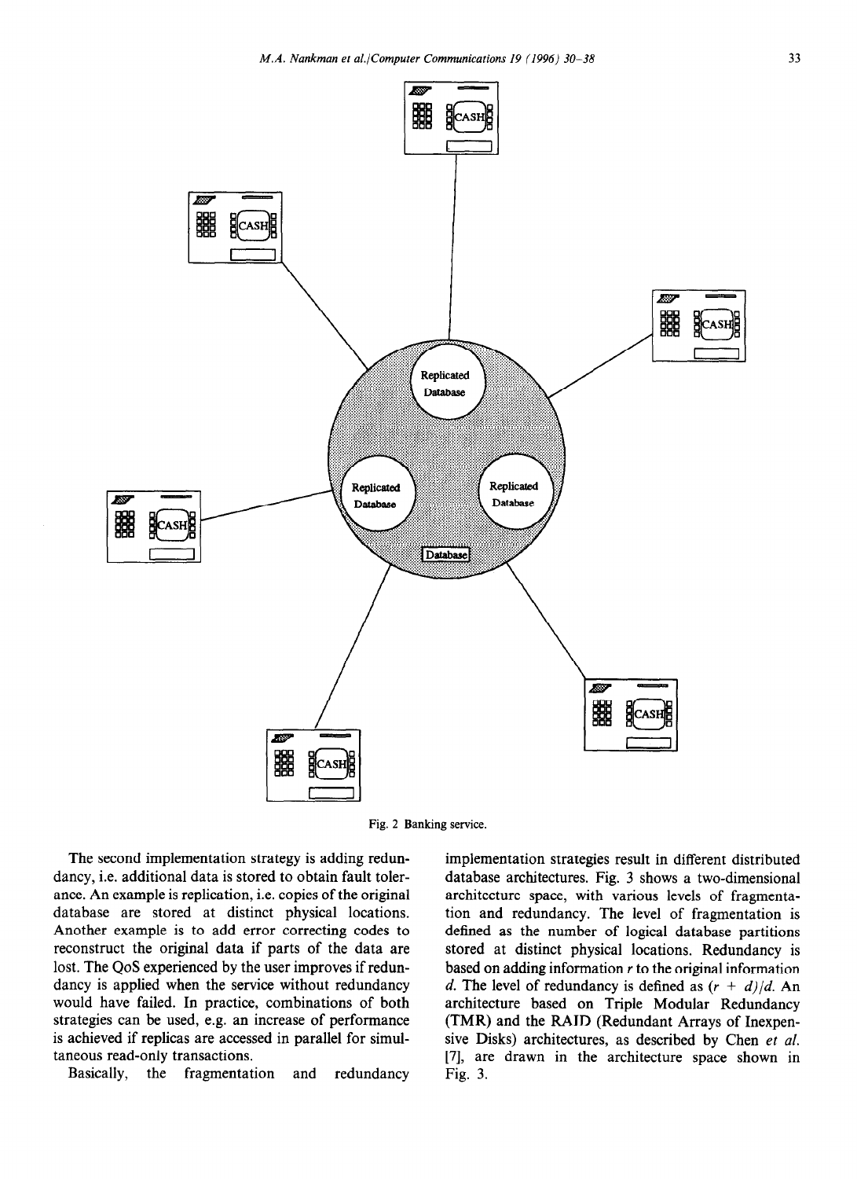Fig. 2 Banking service.

The second implementation strategy is adding redundancy, i.e. additional data is stored to obtain fault tolerance. An example is replication, i.e. copies of the original database are stored at distinct physical locations. Another example is to add error correcting codes to reconstruct the original data if parts of the data are lost. The QoS experienced by the user improves if redundancy is applied when the service without redundancy would have failed. In practice, combinations of both strategies can be used, e.g. an increase of performance is achieved if replicas are accessed in parallel for simultaneous read-only transactions.

Basically, the fragmentation and redundancy implementation strategies result in different distributed database architectures. Fig. 3 shows a two-dimensional architecture space, with various levels of fragmentation and redundancy. The level of fragmentation is defined as the number of logical database partitions stored at distinct physical locations. Redundancy is based on adding information $r$ to the original information $d$. The level of redundancy is defined as $(r + d)/d$. An architecture based on Triple Modular Redundancy (TMR) and the RAID (Redundant Arrays of Inexpensive Disks) architectures, as described by Chen *et al.* [7], are drawn in the architecture space shown in Fig. 3.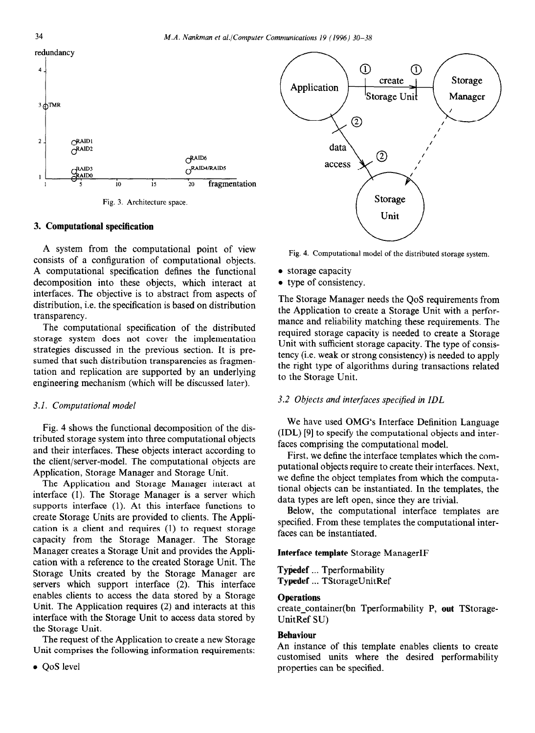Fig. 3. Architecture space.

## 3. Computational specification

A system from the computational point of view consists of a configuration of computational objects. A computational specification defines the functional decomposition into these objects, which interact at interfaces. The objective is to abstract from aspects of distribution, i.e. the specification is based on distribution transparency.

The computational specification of the distributed storage system does not cover the implementation strategies discussed in the previous section. It is presumed that such distribution transparencies as fragmentation and replication are supported by an underlying engineering mechanism (which will be discussed later).

### 3.1. Computational model

Fig. 4 shows the functional decomposition of the distributed storage system into three computational objects and their interfaces. These objects interact according to the client/server-model. The computational objects are Application, Storage Manager and Storage Unit.

The Application and Storage Manager interact at interface (1). The Storage Manager is a server which supports interface (1). At this interface functions to create Storage Units are provided to clients. The Application is a client and requires (1) to request storage capacity from the Storage Manager. The Storage Manager creates a Storage Unit and provides the Application with a reference to the created Storage Unit. The Storage Units created by the Storage Manager are servers which support interface (2). This interface enables clients to access the data stored by a Storage Unit. The Application requires (2) and interacts at this interface with the Storage Unit to access data stored by the Storage Unit.

The request of the Application to create a new Storage Unit comprises the following information requirements:

- QoS level
- storage capacity
- type of consistency.

Fig. 4. Computational model of the distributed storage system.

The Storage Manager needs the QoS requirements from the Application to create a Storage Unit with a performance and reliability matching these requirements. The required storage capacity is needed to create a Storage Unit with sufficient storage capacity. The type of consistency (i.e. weak or strong consistency) is needed to apply the right type of algorithms during transactions related to the Storage Unit.

### 3.2 Objects and interfaces specified in IDL

We have used OMG's Interface Definition Language (IDL) [9] to specify the computational objects and interfaces comprising the computational model.

First, we define the interface templates which the computational objects require to create their interfaces. Next, we define the object templates from which the computational objects can be instantiated. In the templates, the data types are left open, since they are trivial.

Below, the computational interface templates are specified. From these templates the computational interfaces can be instantiated.

**Interface template** Storage ManagerIF

**Typedef** ... Tperformability
**Typedef** ... TStorageUnitRef

**Operations**
create_container(bn Tperformability P, **out** TStorageUnitRef SU)

**Behaviour**
An instance of this template enables clients to create customised units where the desired performability properties can be specified.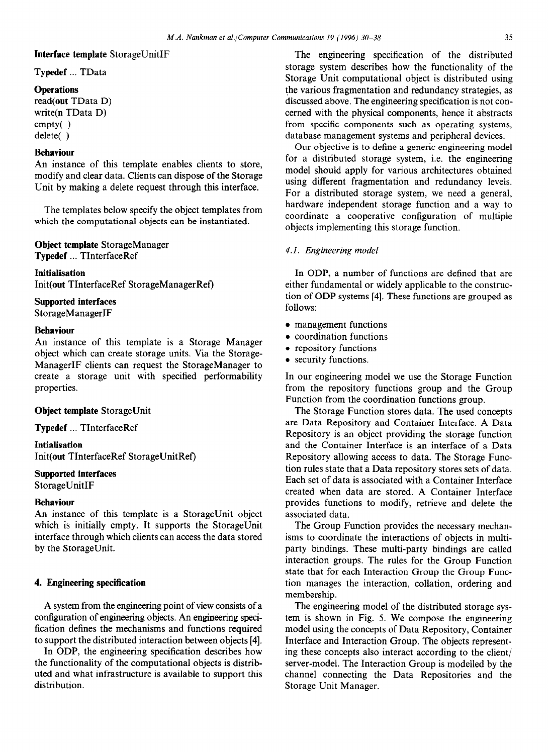**Interface template** StorageUnitIF

**Typedef** ... TData

**Operations**
read(**out** TData D)
write(**n** TData D)
empty( )
delete( )

**Behaviour**
An instance of this template enables clients to store, modify and clear data. Clients can dispose of the Storage Unit by making a delete request through this interface.

The templates below specify the object templates from which the computational objects can be instantiated.

**Object template** StorageManager
**Typedef** ... TInterfaceRef

**Initialisation**
Init(**out** TInterfaceRef StorageManagerRef)

**Supported interfaces**
StorageManagerIF

**Behaviour**
An instance of this template is a Storage Manager object which can create storage units. Via the StorageManagerIF clients can request the StorageManager to create a storage unit with specified performability properties.

**Object template** StorageUnit

**Typedef** ... TInterfaceRef

**Intialisation**
Init(**out** TInterfaceRef StorageUnitRef)

**Supported Interfaces**
StorageUnitIF

**Behaviour**
An instance of this template is a StorageUnit object which is initially empty. It supports the StorageUnit interface through which clients can access the data stored by the StorageUnit.

## 4. Engineering specification

A system from the engineering point of view consists of a configuration of engineering objects. An engineering specification defines the mechanisms and functions required to support the distributed interaction between objects [4].

In ODP, the engineering specification describes how the functionality of the computational objects is distributed and what infrastructure is available to support this distribution.

The engineering specification of the distributed storage system describes how the functionality of the Storage Unit computational object is distributed using the various fragmentation and redundancy strategies, as discussed above. The engineering specification is not concerned with the physical components, hence it abstracts from specific components such as operating systems, database management systems and peripheral devices.

Our objective is to define a generic engineering model for a distributed storage system, i.e. the engineering model should apply for various architectures obtained using different fragmentation and redundancy levels. For a distributed storage system, we need a general, hardware independent storage function and a way to coordinate a cooperative configuration of multiple objects implementing this storage function.

### 4.1. Engineering model

In ODP, a number of functions are defined that are either fundamental or widely applicable to the construction of ODP systems [4]. These functions are grouped as follows:

- management functions
- coordination functions
- repository functions
- security functions.

In our engineering model we use the Storage Function from the repository functions group and the Group Function from the coordination functions group.

The Storage Function stores data. The used concepts are Data Repository and Container Interface. A Data Repository is an object providing the storage function and the Container Interface is an interface of a Data Repository allowing access to data. The Storage Function rules state that a Data repository stores sets of data. Each set of data is associated with a Container Interface created when data are stored. A Container Interface provides functions to modify, retrieve and delete the associated data.

The Group Function provides the necessary mechanisms to coordinate the interactions of objects in multiparty bindings. These multi-party bindings are called interaction groups. The rules for the Group Function state that for each Interaction Group the Group Function manages the interaction, collation, ordering and membership.

The engineering model of the distributed storage system is shown in Fig. 5. We compose the engineering model using the concepts of Data Repository, Container Interface and Interaction Group. The objects representing these concepts also interact according to the client/server-model. The Interaction Group is modelled by the channel connecting the Data Repositories and the Storage Unit Manager.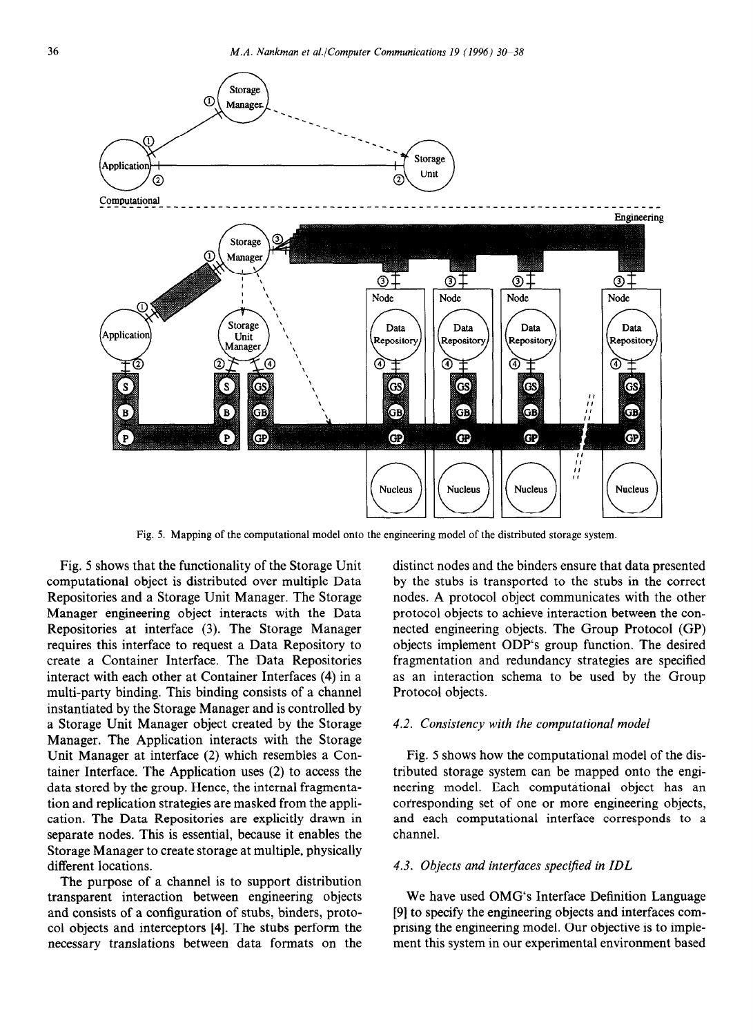Fig. 5. Mapping of the computational model onto the engineering model of the distributed storage system.

Fig. 5 shows that the functionality of the Storage Unit computational object is distributed over multiple Data Repositories and a Storage Unit Manager. The Storage Manager engineering object interacts with the Data Repositories at interface (3). The Storage Manager requires this interface to request a Data Repository to create a Container Interface. The Data Repositories interact with each other at Container Interfaces (4) in a multi-party binding. This binding consists of a channel instantiated by the Storage Manager and is controlled by a Storage Unit Manager object created by the Storage Manager. The Application interacts with the Storage Unit Manager at interface (2) which resembles a Container Interface. The Application uses (2) to access the data stored by the group. Hence, the internal fragmentation and replication strategies are masked from the application. The Data Repositories are explicitly drawn in separate nodes. This is essential, because it enables the Storage Manager to create storage at multiple, physically different locations.

The purpose of a channel is to support distribution transparent interaction between engineering objects and consists of a configuration of stubs, binders, protocol objects and interceptors [4]. The stubs perform the necessary translations between data formats on the distinct nodes and the binders ensure that data presented by the stubs is transported to the stubs in the correct nodes. A protocol object communicates with the other protocol objects to achieve interaction between the connected engineering objects. The Group Protocol (GP) objects implement ODP's group function. The desired fragmentation and redundancy strategies are specified as an interaction schema to be used by the Group Protocol objects.

### 4.2. Consistency with the computational model

Fig. 5 shows how the computational model of the distributed storage system can be mapped onto the engineering model. Each computational object has an corresponding set of one or more engineering objects, and each computational interface corresponds to a channel.

### 4.3. Objects and interfaces specified in IDL

We have used OMG's Interface Definition Language [9] to specify the engineering objects and interfaces comprising the engineering model. Our objective is to implement this system in our experimental environment based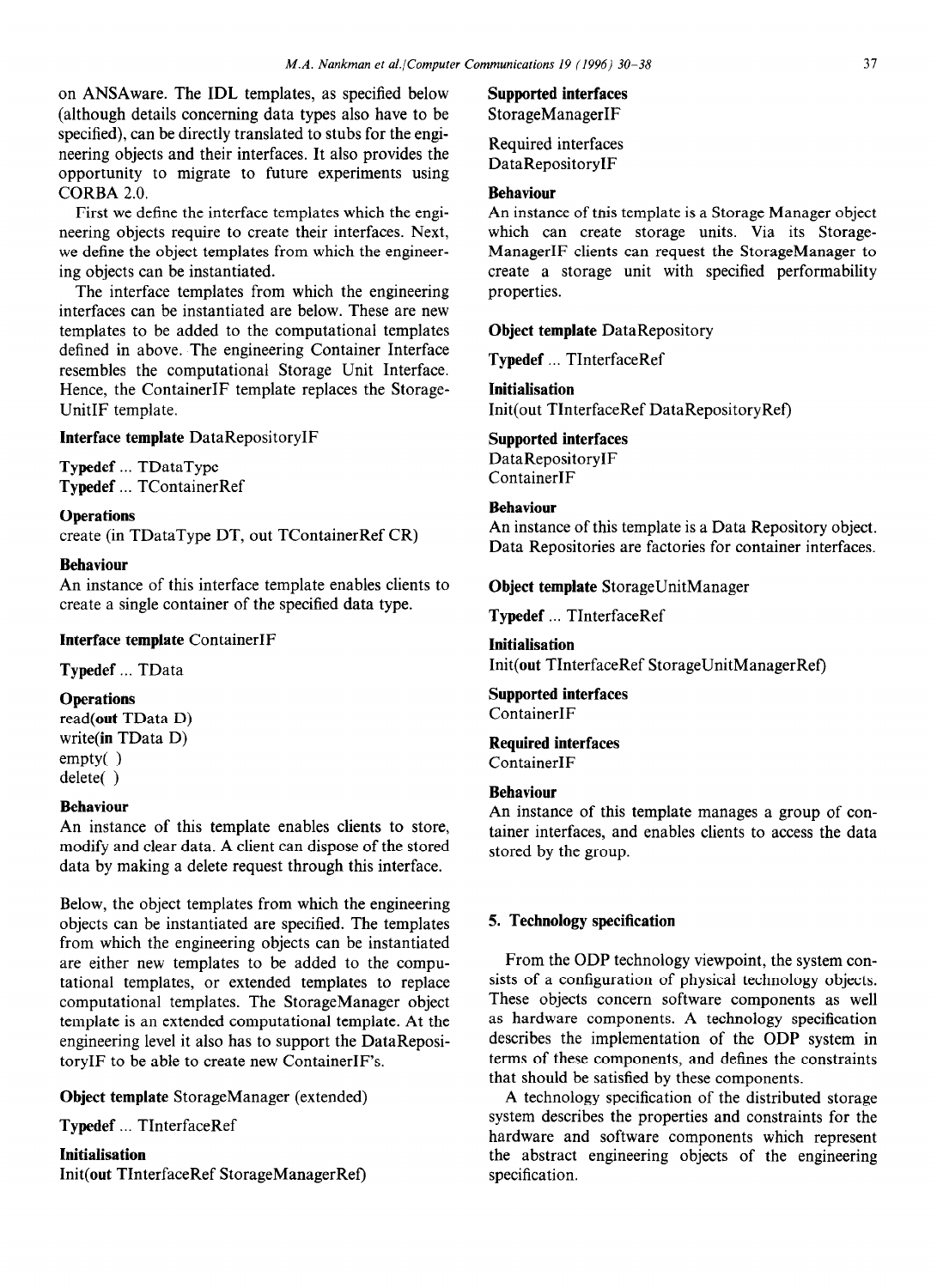on ANSAware. The IDL templates, as specified below (although details concerning data types also have to be specified), can be directly translated to stubs for the engineering objects and their interfaces. It also provides the opportunity to migrate to future experiments using CORBA 2.0.

First we define the interface templates which the engineering objects require to create their interfaces. Next, we define the object templates from which the engineering objects can be instantiated.

The interface templates from which the engineering interfaces can be instantiated are below. These are new templates to be added to the computational templates defined in above. The engineering Container Interface resembles the computational Storage Unit Interface. Hence, the ContainerIF template replaces the StorageUnitIF template.

**Interface template** DataRepositoryIF

**Typedef** ... TDataType
**Typedef** ... TContainerRef

**Operations**
create (in TDataType DT, out TContainerRef CR)

**Behaviour**
An instance of this interface template enables clients to create a single container of the specified data type.

**Interface template** ContainerIF

**Typedef** ... TData

**Operations**
read(**out** TData D)
write(**in** TData D)
empty( )
delete( )

**Behaviour**
An instance of this template enables clients to store, modify and clear data. A client can dispose of the stored data by making a delete request through this interface.

Below, the object templates from which the engineering objects can be instantiated are specified. The templates from which the engineering objects can be instantiated are either new templates to be added to the computational templates, or extended templates to replace computational templates. The StorageManager object template is an extended computational template. At the engineering level it also has to support the DataRepositoryIF to be able to create new ContainerIF's.

**Object template** StorageManager (extended)

**Typedef** ... TInterfaceRef

**Initialisation**
Init(**out** TInterfaceRef StorageManagerRef)

**Supported interfaces**
StorageManagerIF

Required interfaces
DataRepositoryIF

**Behaviour**
An instance of this template is a Storage Manager object which can create storage units. Via its StorageManagerIF clients can request the StorageManager to create a storage unit with specified performability properties.

**Object template** DataRepository

**Typedef** ... TInterfaceRef

**Initialisation**
Init(out TInterfaceRef DataRepositoryRef)

**Supported interfaces**
DataRepositoryIF
ContainerIF

**Behaviour**
An instance of this template is a Data Repository object. Data Repositories are factories for container interfaces.

**Object template** StorageUnitManager

**Typedef** ... TInterfaceRef

**Initialisation**
Init(**out** TInterfaceRef StorageUnitManagerRef)

**Supported interfaces**
ContainerIF

**Required interfaces**
ContainerIF

**Behaviour**
An instance of this template manages a group of container interfaces, and enables clients to access the data stored by the group.

## 5. Technology specification

From the ODP technology viewpoint, the system consists of a configuration of physical technology objects. These objects concern software components as well as hardware components. A technology specification describes the implementation of the ODP system in terms of these components, and defines the constraints that should be satisfied by these components.

A technology specification of the distributed storage system describes the properties and constraints for the hardware and software components which represent the abstract engineering objects of the engineering specification.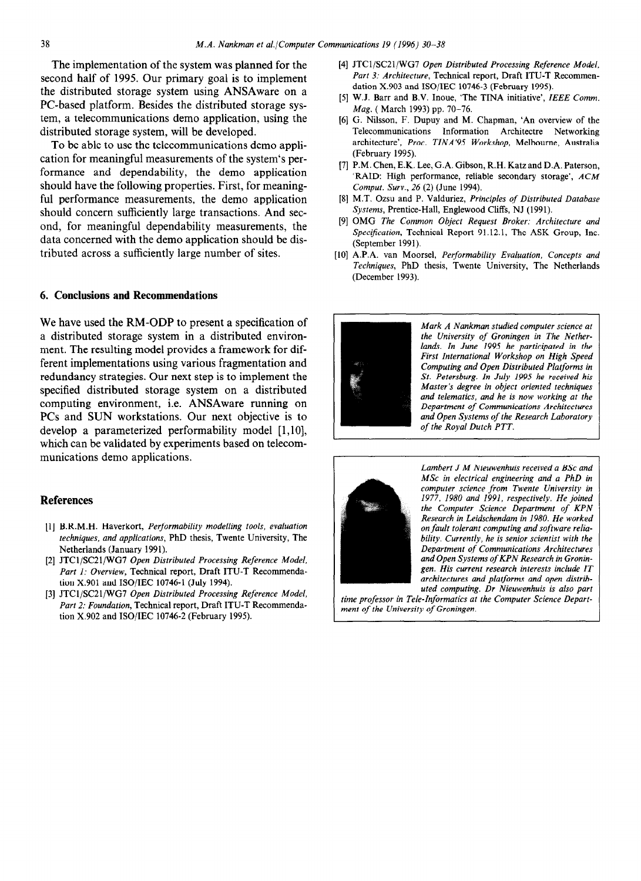The implementation of the system was planned for the second half of 1995. Our primary goal is to implement the distributed storage system using ANSAware on a PC-based platform. Besides the distributed storage system, a telecommunications demo application, using the distributed storage system, will be developed.

To be able to use the telecommunications demo application for meaningful measurements of the system's performance and dependability, the demo application should have the following properties. First, for meaningful performance measurements, the demo application should concern sufficiently large transactions. And second, for meaningful dependability measurements, the data concerned with the demo application should be distributed across a sufficiently large number of sites.

## 6. Conclusions and Recommendations

We have used the RM-ODP to present a specification of a distributed storage system in a distributed environment. The resulting model provides a framework for different implementations using various fragmentation and redundancy strategies. Our next step is to implement the specified distributed storage system on a distributed computing environment, i.e. ANSAware running on PCs and SUN workstations. Our next objective is to develop a parameterized performability model [1,10], which can be validated by experiments based on telecommunications demo applications.

## References

[1] B.R.M.H. Haverkort, *Performability modelling tools, evaluation techniques, and applications*, PhD thesis, Twente University, The Netherlands (January 1991).

[2] JTC1/SC21/WG7 *Open Distributed Processing Reference Model, Part 1: Overview*, Technical report, Draft ITU-T Recommendation X.901 and ISO/IEC 10746-1 (July 1994).

[3] JTC1/SC21/WG7 *Open Distributed Processing Reference Model, Part 2: Foundation*, Technical report, Draft ITU-T Recommendation X.902 and ISO/IEC 10746-2 (February 1995).

[4] JTC1/SC21/WG7 *Open Distributed Processing Reference Model, Part 3: Architecture*, Technical report, Draft ITU-T Recommendation X.903 and ISO/IEC 10746-3 (February 1995).

[5] W.J. Barr and B.V. Inoue, 'The TINA initiative', *IEEE Comm. Mag.* ( March 1993) pp. 70–76.

[6] G. Nilsson, F. Dupuy and M. Chapman, 'An overview of the Telecommunications Information Architectre Networking architecture', *Proc. TINA'95 Workshop*, Melbourne, Australia (February 1995).

[7] P.M. Chen, E.K. Lee, G.A. Gibson, R.H. Katz and D.A. Paterson, 'RAID: High performance, reliable secondary storage', *ACM Comput. Surv.*, 26 (2) (June 1994).

[8] M.T. Ozsu and P. Valduriez, *Principles of Distributed Database Systems*, Prentice-Hall, Englewood Cliffs, NJ (1991).

[9] OMG *The Common Object Request Broker: Architecture and Specification*, Technical Report 91.12.1, The ASK Group, Inc. (September 1991).

[10] A.P.A. van Moorsel, *Performability Evaluation, Concepts and Techniques*, PhD thesis, Twente University, The Netherlands (December 1993).

*Mark A Nankman studied computer science at the University of Groningen in The Netherlands. In June 1995 he participated in the First International Workshop on High Speed Computing and Open Distributed Platforms in St. Petersburg. In July 1995 he received his Master's degree in object oriented techniques and telematics, and he is now working at the Department of Communications Architectures and Open Systems of the Research Laboratory of the Royal Dutch PTT.*

*Lambert J M Nieuwenhuis received a BSc and MSc in electrical engineering and a PhD in computer science from Twente University in 1977, 1980 and 1991, respectively. He joined the Computer Science Department of KPN Research in Leidschendam in 1980. He worked on fault tolerant computing and software reliability. Currently, he is senior scientist with the Department of Communications Architectures and Open Systems of KPN Research in Groningen. His current research interests include IT architectures and platforms and open distributed computing. Dr Nieuwenhuis is also part time professor in Tele-Informatics at the Computer Science Department of the University of Groningen.*